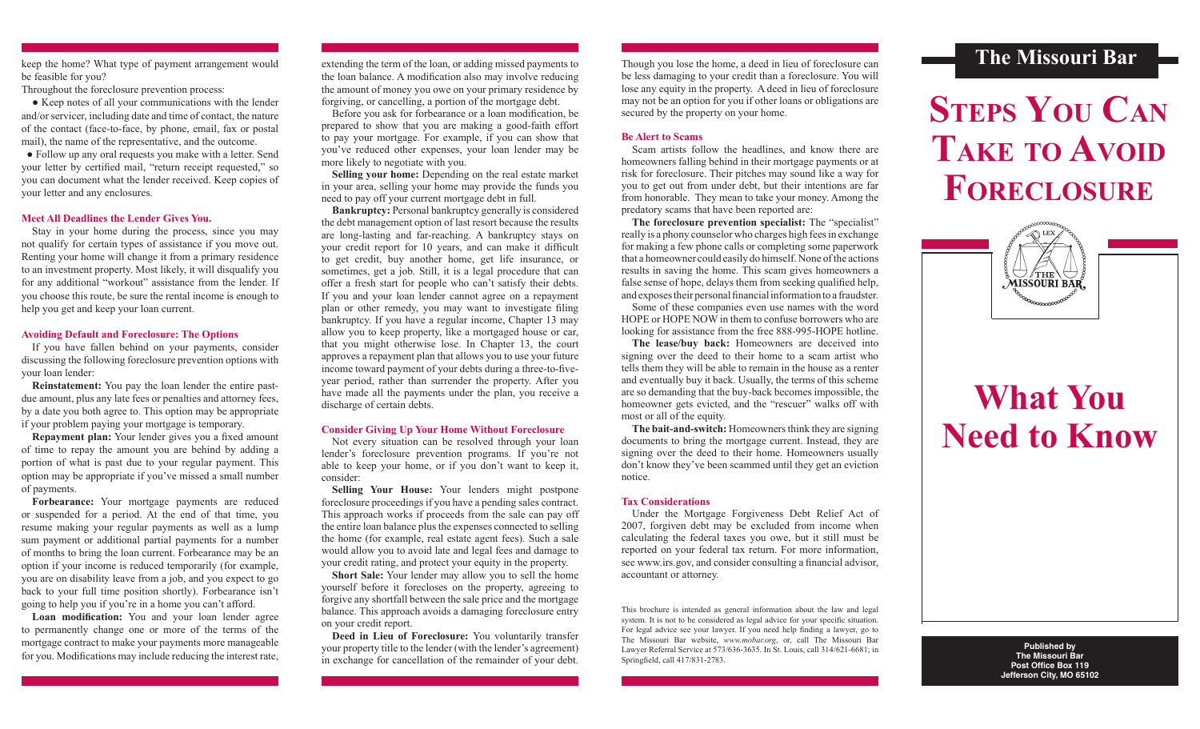keep the home? What type of payment arrangement would be feasible for you?

Throughout the foreclosure prevention process:

- Keep notes of all your communications with the lender and/or servicer, including date and time of contact, the nature of the contact (face-to-face, by phone, email, fax or postal mail), the name of the representative, and the outcome.
- Follow up any oral requests you make with a letter. Send your letter by certified mail, "return receipt requested," so you can document what the lender received. Keep copies of your letter and any enclosures.

### Meet All Deadlines the Lender Gives You.

Stay in your home during the process, since you may not qualify for certain types of assistance if you move out. Renting your home will change it from a primary residence to an investment property. Most likely, it will disqualify you for any additional "workout" assistance from the lender. If you choose this route, be sure the rental income is enough to help you get and keep your loan current.

### Avoiding Default and Foreclosure: The Options

If you have fallen behind on your payments, consider discussing the following foreclosure prevention options with your loan lender:

**Reinstatement:** You pay the loan lender the entire past-due amount, plus any late fees or penalties and attorney fees, by a date you both agree to. This option may be appropriate if your problem paying your mortgage is temporary.

**Repayment plan:** Your lender gives you a fixed amount of time to repay the amount you are behind by adding a portion of what is past due to your regular payment. This option may be appropriate if you've missed a small number of payments.

**Forbearance:** Your mortgage payments are reduced or suspended for a period. At the end of that time, you resume making your regular payments as well as a lump sum payment or additional partial payments for a number of months to bring the loan current. Forbearance may be an option if your income is reduced temporarily (for example, you are on disability leave from a job, and you expect to go back to your full time position shortly). Forbearance isn't going to help you if you're in a home you can't afford.

**Loan modification:** You and your loan lender agree to permanently change one or more of the terms of the mortgage contract to make your payments more manageable for you. Modifications may include reducing the interest rate, extending the term of the loan, or adding missed payments to the loan balance. A modification also may involve reducing the amount of money you owe on your primary residence by forgiving, or cancelling, a portion of the mortgage debt.

Before you ask for forbearance or a loan modification, be prepared to show that you are making a good-faith effort to pay your mortgage. For example, if you can show that you've reduced other expenses, your loan lender may be more likely to negotiate with you.

**Selling your home:** Depending on the real estate market in your area, selling your home may provide the funds you need to pay off your current mortgage debt in full.

**Bankruptcy:** Personal bankruptcy generally is considered the debt management option of last resort because the results are long-lasting and far-reaching. A bankruptcy stays on your credit report for 10 years, and can make it difficult to get credit, buy another home, get life insurance, or sometimes, get a job. Still, it is a legal procedure that can offer a fresh start for people who can't satisfy their debts. If you and your loan lender cannot agree on a repayment plan or other remedy, you may want to investigate filing bankruptcy. If you have a regular income, Chapter 13 may allow you to keep property, like a mortgaged house or car, that you might otherwise lose. In Chapter 13, the court approves a repayment plan that allows you to use your future income toward payment of your debts during a three-to-five-year period, rather than surrender the property. After you have made all the payments under the plan, you receive a discharge of certain debts.

### Consider Giving Up Your Home Without Foreclosure

Not every situation can be resolved through your loan lender's foreclosure prevention programs. If you're not able to keep your home, or if you don't want to keep it, consider:

**Selling Your House:** Your lenders might postpone foreclosure proceedings if you have a pending sales contract. This approach works if proceeds from the sale can pay off the entire loan balance plus the expenses connected to selling the home (for example, real estate agent fees). Such a sale would allow you to avoid late and legal fees and damage to your credit rating, and protect your equity in the property.

**Short Sale:** Your lender may allow you to sell the home yourself before it forecloses on the property, agreeing to forgive any shortfall between the sale price and the mortgage balance. This approach avoids a damaging foreclosure entry on your credit report.

**Deed in Lieu of Foreclosure:** You voluntarily transfer your property title to the lender (with the lender's agreement) in exchange for cancellation of the remainder of your debt. Though you lose the home, a deed in lieu of foreclosure can be less damaging to your credit than a foreclosure. You will lose any equity in the property. A deed in lieu of foreclosure may not be an option for you if other loans or obligations are secured by the property on your home.

### Be Alert to Scams

Scam artists follow the headlines, and know there are homeowners falling behind in their mortgage payments or at risk for foreclosure. Their pitches may sound like a way for you to get out from under debt, but their intentions are far from honorable. They mean to take your money. Among the predatory scams that have been reported are:

**The foreclosure prevention specialist:** The "specialist" really is a phony counselor who charges high fees in exchange for making a few phone calls or completing some paperwork that a homeowner could easily do himself. None of the actions results in saving the home. This scam gives homeowners a false sense of hope, delays them from seeking qualified help, and exposes their personal financial information to a fraudster.

Some of these companies even use names with the word HOPE or HOPE NOW in them to confuse borrowers who are looking for assistance from the free 888-995-HOPE hotline.

**The lease/buy back:** Homeowners are deceived into signing over the deed to their home to a scam artist who tells them they will be able to remain in the house as a renter and eventually buy it back. Usually, the terms of this scheme are so demanding that the buy-back becomes impossible, the homeowner gets evicted, and the "rescuer" walks off with most or all of the equity.

**The bait-and-switch:** Homeowners think they are signing documents to bring the mortgage current. Instead, they are signing over the deed to their home. Homeowners usually don't know they've been scammed until they get an eviction notice.

### Tax Considerations

Under the Mortgage Forgiveness Debt Relief Act of 2007, forgiven debt may be excluded from income when calculating the federal taxes you owe, but it still must be reported on your federal tax return. For more information, see www.irs.gov, and consider consulting a financial advisor, accountant or attorney.

This brochure is intended as general information about the law and legal system. It is not to be considered as legal advice for your specific situation. For legal advice see your lawyer. If you need help finding a lawyer, go to The Missouri Bar website, *www.mobar.org*, or, call The Missouri Bar Lawyer Referral Service at 573/636-3635. In St. Louis, call 314/621-6681; in Springfield, call 417/831-2783.

## The Missouri Bar

# Steps You Can Take to Avoid Foreclosure

# What You Need to Know

**Published by**
**The Missouri Bar**
**Post Office Box 119**
**Jefferson City, MO 65102**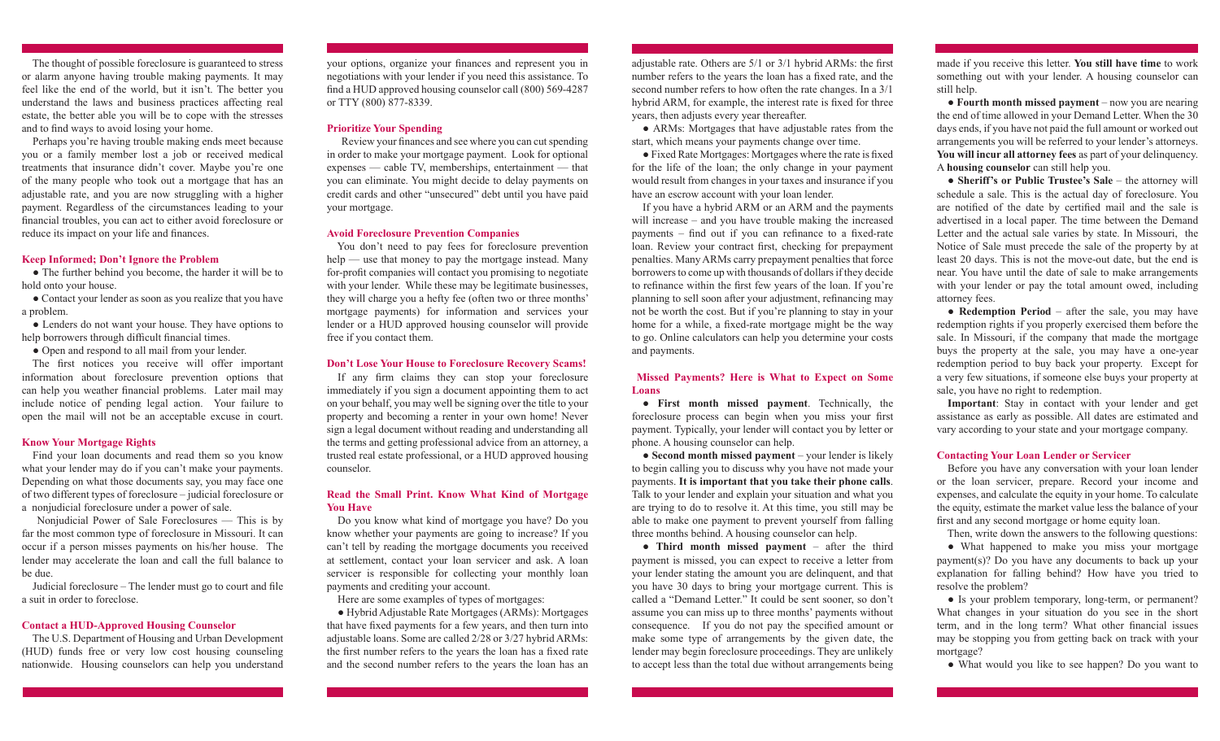The thought of possible foreclosure is guaranteed to stress or alarm anyone having trouble making payments. It may feel like the end of the world, but it isn't. The better you understand the laws and business practices affecting real estate, the better able you will be to cope with the stresses and to find ways to avoid losing your home.

Perhaps you're having trouble making ends meet because you or a family member lost a job or received medical treatments that insurance didn't cover. Maybe you're one of the many people who took out a mortgage that has an adjustable rate, and you are now struggling with a higher payment. Regardless of the circumstances leading to your financial troubles, you can act to either avoid foreclosure or reduce its impact on your life and finances.

### Keep Informed; Don't Ignore the Problem

- The further behind you become, the harder it will be to hold onto your house.
- Contact your lender as soon as you realize that you have a problem.
- Lenders do not want your house. They have options to help borrowers through difficult financial times.
- Open and respond to all mail from your lender.

The first notices you receive will offer important information about foreclosure prevention options that can help you weather financial problems. Later mail may include notice of pending legal action. Your failure to open the mail will not be an acceptable excuse in court.

### Know Your Mortgage Rights

Find your loan documents and read them so you know what your lender may do if you can't make your payments. Depending on what those documents say, you may face one of two different types of foreclosure – judicial foreclosure or a nonjudicial foreclosure under a power of sale.

Nonjudicial Power of Sale Foreclosures — This is by far the most common type of foreclosure in Missouri. It can occur if a person misses payments on his/her house. The lender may accelerate the loan and call the full balance to be due.

Judicial foreclosure – The lender must go to court and file a suit in order to foreclose.

### Contact a HUD-Approved Housing Counselor

The U.S. Department of Housing and Urban Development (HUD) funds free or very low cost housing counseling nationwide. Housing counselors can help you understand your options, organize your finances and represent you in negotiations with your lender if you need this assistance. To find a HUD approved housing counselor call (800) 569-4287 or TTY (800) 877-8339.

### Prioritize Your Spending

Review your finances and see where you can cut spending in order to make your mortgage payment. Look for optional expenses — cable TV, memberships, entertainment — that you can eliminate. You might decide to delay payments on credit cards and other "unsecured" debt until you have paid your mortgage.

### Avoid Foreclosure Prevention Companies

You don't need to pay fees for foreclosure prevention help — use that money to pay the mortgage instead. Many for-profit companies will contact you promising to negotiate with your lender. While these may be legitimate businesses, they will charge you a hefty fee (often two or three months' mortgage payments) for information and services your lender or a HUD approved housing counselor will provide free if you contact them.

### Don't Lose Your House to Foreclosure Recovery Scams!

If any firm claims they can stop your foreclosure immediately if you sign a document appointing them to act on your behalf, you may well be signing over the title to your property and becoming a renter in your own home! Never sign a legal document without reading and understanding all the terms and getting professional advice from an attorney, a trusted real estate professional, or a HUD approved housing counselor.

### Read the Small Print. Know What Kind of Mortgage You Have

Do you know what kind of mortgage you have? Do you know whether your payments are going to increase? If you can't tell by reading the mortgage documents you received at settlement, contact your loan servicer and ask. A loan servicer is responsible for collecting your monthly loan payments and crediting your account.

Here are some examples of types of mortgages:

- Hybrid Adjustable Rate Mortgages (ARMs): Mortgages that have fixed payments for a few years, and then turn into adjustable loans. Some are called 2/28 or 3/27 hybrid ARMs: the first number refers to the years the loan has a fixed rate and the second number refers to the years the loan has an adjustable rate. Others are 5/1 or 3/1 hybrid ARMs: the first number refers to the years the loan has a fixed rate, and the second number refers to how often the rate changes. In a 3/1 hybrid ARM, for example, the interest rate is fixed for three years, then adjusts every year thereafter.
- ARMs: Mortgages that have adjustable rates from the start, which means your payments change over time.
- Fixed Rate Mortgages: Mortgages where the rate is fixed for the life of the loan; the only change in your payment would result from changes in your taxes and insurance if you have an escrow account with your loan lender.

If you have a hybrid ARM or an ARM and the payments will increase – and you have trouble making the increased payments – find out if you can refinance to a fixed-rate loan. Review your contract first, checking for prepayment penalties. Many ARMs carry prepayment penalties that force borrowers to come up with thousands of dollars if they decide to refinance within the first few years of the loan. If you're planning to sell soon after your adjustment, refinancing may not be worth the cost. But if you're planning to stay in your home for a while, a fixed-rate mortgage might be the way to go. Online calculators can help you determine your costs and payments.

### Missed Payments? Here is What to Expect on Some Loans

- **First month missed payment**. Technically, the foreclosure process can begin when you miss your first payment. Typically, your lender will contact you by letter or phone. A housing counselor can help.
- **Second month missed payment** – your lender is likely to begin calling you to discuss why you have not made your payments. **It is important that you take their phone calls**. Talk to your lender and explain your situation and what you are trying to do to resolve it. At this time, you still may be able to make one payment to prevent yourself from falling three months behind. A housing counselor can help.
- **Third month missed payment** – after the third payment is missed, you can expect to receive a letter from your lender stating the amount you are delinquent, and that you have 30 days to bring your mortgage current. This is called a "Demand Letter." It could be sent sooner, so don't assume you can miss up to three months' payments without consequence. If you do not pay the specified amount or make some type of arrangements by the given date, the lender may begin foreclosure proceedings. They are unlikely to accept less than the total due without arrangements being made if you receive this letter. **You still have time** to work something out with your lender. A housing counselor can still help.
- **Fourth month missed payment** – now you are nearing the end of time allowed in your Demand Letter. When the 30 days ends, if you have not paid the full amount or worked out arrangements you will be referred to your lender's attorneys. **You will incur all attorney fees** as part of your delinquency. A **housing counselor** can still help you.
- **Sheriff's or Public Trustee's Sale** – the attorney will schedule a sale. This is the actual day of foreclosure. You are notified of the date by certified mail and the sale is advertised in a local paper. The time between the Demand Letter and the actual sale varies by state. In Missouri, the Notice of Sale must precede the sale of the property by at least 20 days. This is not the move-out date, but the end is near. You have until the date of sale to make arrangements with your lender or pay the total amount owed, including attorney fees.
- **Redemption Period** – after the sale, you may have redemption rights if you properly exercised them before the sale. In Missouri, if the company that made the mortgage buys the property at the sale, you may have a one-year redemption period to buy back your property. Except for a very few situations, if someone else buys your property at sale, you have no right to redemption.

**Important**: Stay in contact with your lender and get assistance as early as possible. All dates are estimated and vary according to your state and your mortgage company.

### Contacting Your Loan Lender or Servicer

Before you have any conversation with your loan lender or the loan servicer, prepare. Record your income and expenses, and calculate the equity in your home. To calculate the equity, estimate the market value less the balance of your first and any second mortgage or home equity loan.

Then, write down the answers to the following questions:

- What happened to make you miss your mortgage payment(s)? Do you have any documents to back up your explanation for falling behind? How have you tried to resolve the problem?
- Is your problem temporary, long-term, or permanent? What changes in your situation do you see in the short term, and in the long term? What other financial issues may be stopping you from getting back on track with your mortgage?
- What would you like to see happen? Do you want to